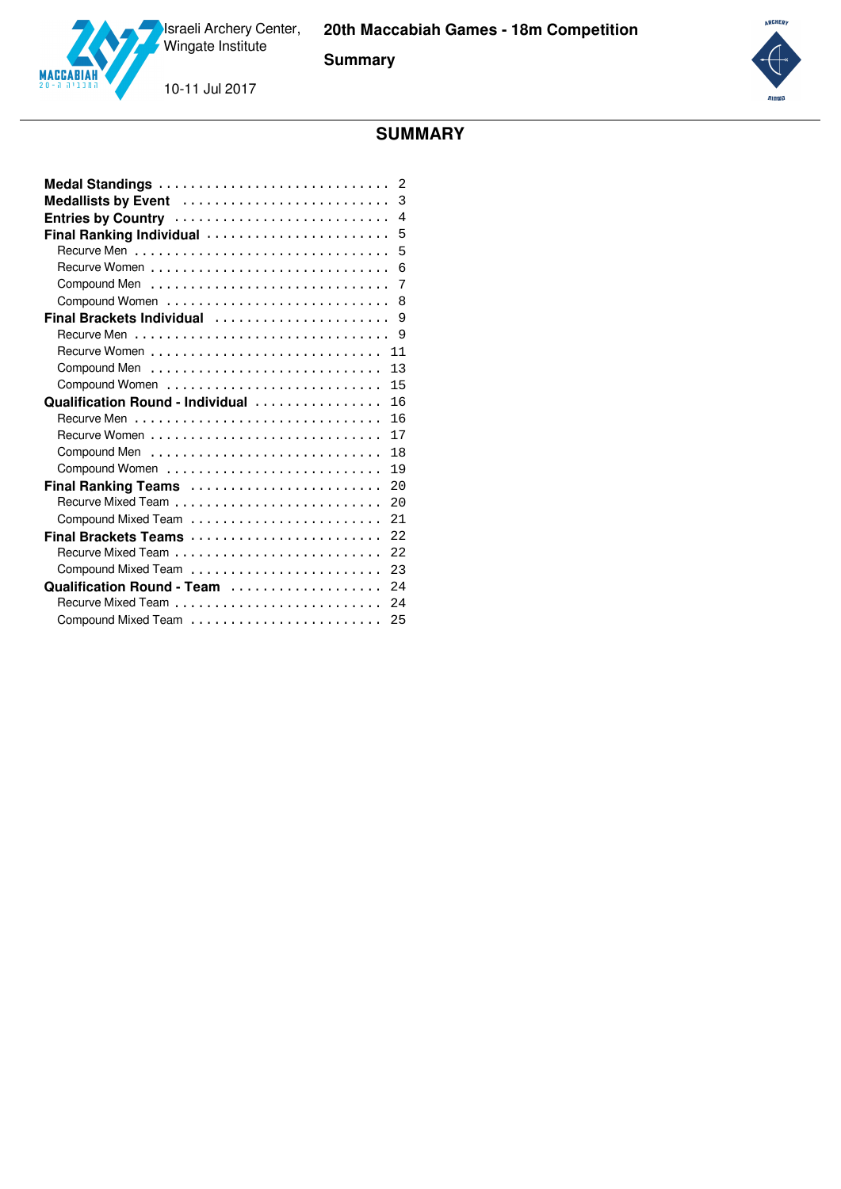Israeli Archery Center, Wingate Institute

10-11 Jul 2017

**20th Maccabiah Games - 18m Competition**

**Summary**

# SUMMARY

**Medal Standings** . . . . . . . . . . . . . . . . . . . . . . . . . . . . 2
**Medallists by Event** . . . . . . . . . . . . . . . . . . . . . . . . . . 3
**Entries by Country** . . . . . . . . . . . . . . . . . . . . . . . . . . 4
**Final Ranking Individual** . . . . . . . . . . . . . . . . . . . . . . 5
- Recurve Men . . . . . . . . . . . . . . . . . . . . . . . . . . . . . . . 5
- Recurve Women . . . . . . . . . . . . . . . . . . . . . . . . . . . . 6
- Compound Men . . . . . . . . . . . . . . . . . . . . . . . . . . . . 7
- Compound Women . . . . . . . . . . . . . . . . . . . . . . . . . . 8

**Final Brackets Individual** . . . . . . . . . . . . . . . . . . . . . 9
- Recurve Men . . . . . . . . . . . . . . . . . . . . . . . . . . . . . . . 9
- Recurve Women . . . . . . . . . . . . . . . . . . . . . . . . . . . . 11
- Compound Men . . . . . . . . . . . . . . . . . . . . . . . . . . . . 13
- Compound Women . . . . . . . . . . . . . . . . . . . . . . . . . . 15

**Qualification Round - Individual** . . . . . . . . . . . . . . . . 16
- Recurve Men . . . . . . . . . . . . . . . . . . . . . . . . . . . . . . . 16
- Recurve Women . . . . . . . . . . . . . . . . . . . . . . . . . . . . 17
- Compound Men . . . . . . . . . . . . . . . . . . . . . . . . . . . . 18
- Compound Women . . . . . . . . . . . . . . . . . . . . . . . . . . 19

**Final Ranking Teams** . . . . . . . . . . . . . . . . . . . . . . . . . 20
- Recurve Mixed Team . . . . . . . . . . . . . . . . . . . . . . . . . 20
- Compound Mixed Team . . . . . . . . . . . . . . . . . . . . . . . 21

**Final Brackets Teams** . . . . . . . . . . . . . . . . . . . . . . . . 22
- Recurve Mixed Team . . . . . . . . . . . . . . . . . . . . . . . . . 22
- Compound Mixed Team . . . . . . . . . . . . . . . . . . . . . . . 23

**Qualification Round - Team** . . . . . . . . . . . . . . . . . . . 24
- Recurve Mixed Team . . . . . . . . . . . . . . . . . . . . . . . . . 24
- Compound Mixed Team . . . . . . . . . . . . . . . . . . . . . . . 25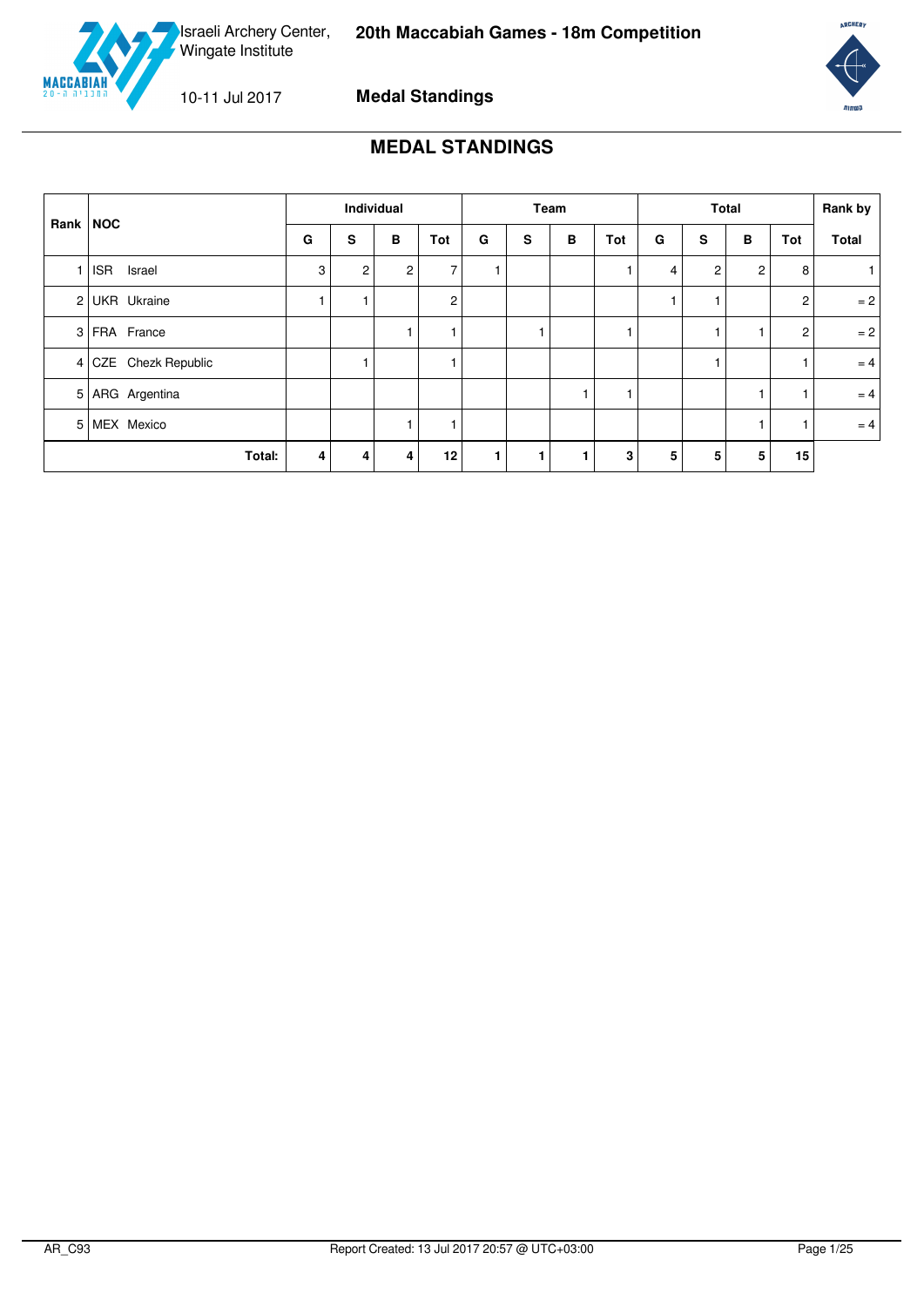# MEDAL STANDINGS

| Rank | NOC | | Individual | | | | Team | | | | Total | | | | Rank by Total |
|---|---|---|---|---|---|---|---|---|---|---|---|---|---|---|---|
| | | | G | S | B | Tot | G | S | B | Tot | G | S | B | Tot | |
| 1 | ISR | Israel | 3 | 2 | 2 | 7 | 1 | | | 1 | 4 | 2 | 2 | 8 | 1 |
| 2 | UKR | Ukraine | 1 | 1 | | 2 | | | | | 1 | 1 | | 2 | = 2 |
| 3 | FRA | France | | | 1 | 1 | | 1 | | 1 | | 1 | 1 | 2 | = 2 |
| 4 | CZE | Chezk Republic | | 1 | | 1 | | | | | | 1 | | 1 | = 4 |
| 5 | ARG | Argentina | | | | | | | 1 | 1 | | | 1 | 1 | = 4 |
| 5 | MEX | Mexico | | | 1 | 1 | | | | | | | 1 | 1 | = 4 |
| | | **Total:** | **4** | **4** | **4** | **12** | **1** | **1** | **1** | **3** | **5** | **5** | **5** | **15** | |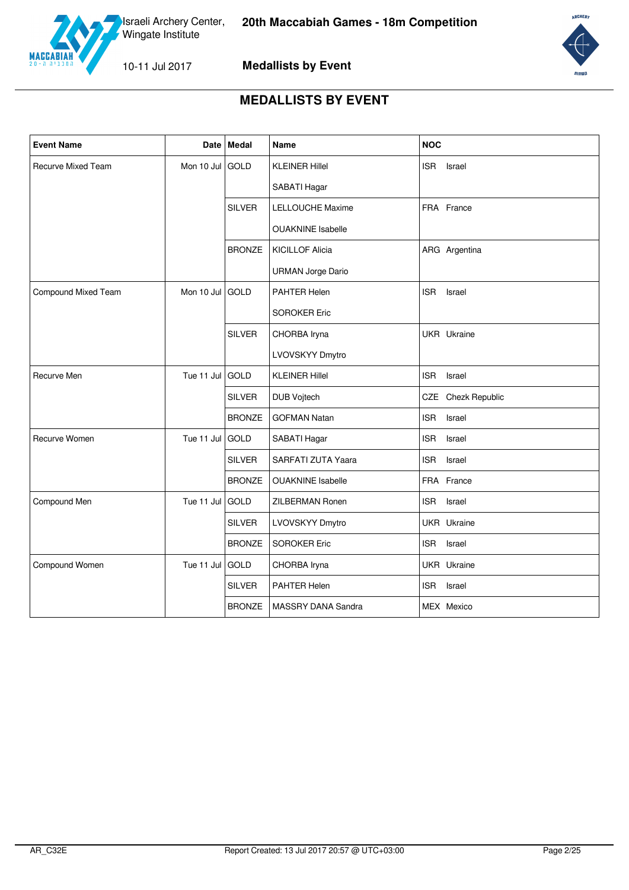# MEDALLISTS BY EVENT

| Event Name | Date | Medal | Name | NOC |
|---|---|---|---|---|
| Recurve Mixed Team | Mon 10 Jul | GOLD | KLEINER Hillel | ISR Israel |
| | | | SABATI Hagar | |
| | | SILVER | LELLOUCHE Maxime | FRA France |
| | | | OUAKNINE Isabelle | |
| | | BRONZE | KICILLOF Alicia | ARG Argentina |
| | | | URMAN Jorge Dario | |
| Compound Mixed Team | Mon 10 Jul | GOLD | PAHTER Helen | ISR Israel |
| | | | SOROKER Eric | |
| | | SILVER | CHORBA Iryna | UKR Ukraine |
| | | | LVOVSKYY Dmytro | |
| Recurve Men | Tue 11 Jul | GOLD | KLEINER Hillel | ISR Israel |
| | | SILVER | DUB Vojtech | CZE Chezk Republic |
| | | BRONZE | GOFMAN Natan | ISR Israel |
| Recurve Women | Tue 11 Jul | GOLD | SABATI Hagar | ISR Israel |
| | | SILVER | SARFATI ZUTA Yaara | ISR Israel |
| | | BRONZE | OUAKNINE Isabelle | FRA France |
| Compound Men | Tue 11 Jul | GOLD | ZILBERMAN Ronen | ISR Israel |
| | | SILVER | LVOVSKYY Dmytro | UKR Ukraine |
| | | BRONZE | SOROKER Eric | ISR Israel |
| Compound Women | Tue 11 Jul | GOLD | CHORBA Iryna | UKR Ukraine |
| | | SILVER | PAHTER Helen | ISR Israel |
| | | BRONZE | MASSRY DANA Sandra | MEX Mexico |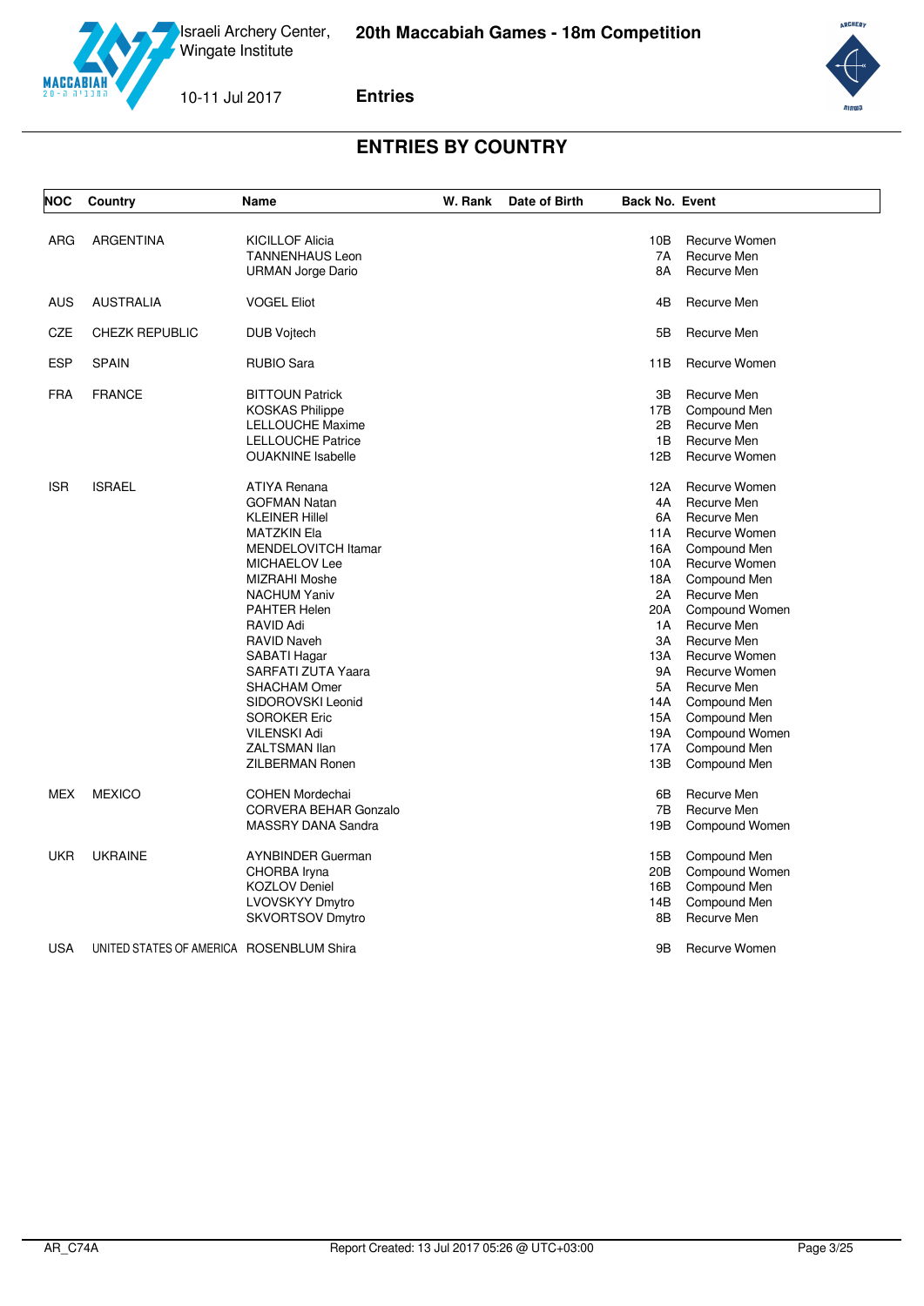# 20th Maccabiah Games - 18m Competition

Israeli Archery Center, Wingate Institute

10-11 Jul 2017

**Entries**

## ENTRIES BY COUNTRY

| NOC | Country | Name | W. Rank | Date of Birth | Back No. | Event |
|---|---|---|---|---|---|---|
| ARG | ARGENTINA | KICILLOF Alicia | | | 10B | Recurve Women |
| | | TANNENHAUS Leon | | | 7A | Recurve Men |
| | | URMAN Jorge Dario | | | 8A | Recurve Men |
| AUS | AUSTRALIA | VOGEL Eliot | | | 4B | Recurve Men |
| CZE | CHEZK REPUBLIC | DUB Vojtech | | | 5B | Recurve Men |
| ESP | SPAIN | RUBIO Sara | | | 11B | Recurve Women |
| FRA | FRANCE | BITTOUN Patrick | | | 3B | Recurve Men |
| | | KOSKAS Philippe | | | 17B | Compound Men |
| | | LELLOUCHE Maxime | | | 2B | Recurve Men |
| | | LELLOUCHE Patrice | | | 1B | Recurve Men |
| | | OUAKNINE Isabelle | | | 12B | Recurve Women |
| ISR | ISRAEL | ATIYA Renana | | | 12A | Recurve Women |
| | | GOFMAN Natan | | | 4A | Recurve Men |
| | | KLEINER Hillel | | | 6A | Recurve Men |
| | | MATZKIN Ela | | | 11A | Recurve Women |
| | | MENDELOVITCH Itamar | | | 16A | Compound Men |
| | | MICHAELOV Lee | | | 10A | Recurve Women |
| | | MIZRAHI Moshe | | | 18A | Compound Men |
| | | NACHUM Yaniv | | | 2A | Recurve Men |
| | | PAHTER Helen | | | 20A | Compound Women |
| | | RAVID Adi | | | 1A | Recurve Men |
| | | RAVID Naveh | | | 3A | Recurve Men |
| | | SABATI Hagar | | | 13A | Recurve Women |
| | | SARFATI ZUTA Yaara | | | 9A | Recurve Women |
| | | SHACHAM Omer | | | 5A | Recurve Men |
| | | SIDOROVSKI Leonid | | | 14A | Compound Men |
| | | SOROKER Eric | | | 15A | Compound Men |
| | | VILENSKI Adi | | | 19A | Compound Women |
| | | ZALTSMAN Ilan | | | 17A | Compound Men |
| | | ZILBERMAN Ronen | | | 13B | Compound Men |
| MEX | MEXICO | COHEN Mordechai | | | 6B | Recurve Men |
| | | CORVERA BEHAR Gonzalo | | | 7B | Recurve Men |
| | | MASSRY DANA Sandra | | | 19B | Compound Women |
| UKR | UKRAINE | AYNBINDER Guerman | | | 15B | Compound Men |
| | | CHORBA Iryna | | | 20B | Compound Women |
| | | KOZLOV Deniel | | | 16B | Compound Men |
| | | LVOVSKYY Dmytro | | | 14B | Compound Men |
| | | SKVORTSOV Dmytro | | | 8B | Recurve Men |
| USA | UNITED STATES OF AMERICA | ROSENBLUM Shira | | | 9B | Recurve Women |

AR_C74A Report Created: 13 Jul 2017 05:26 @ UTC+03:00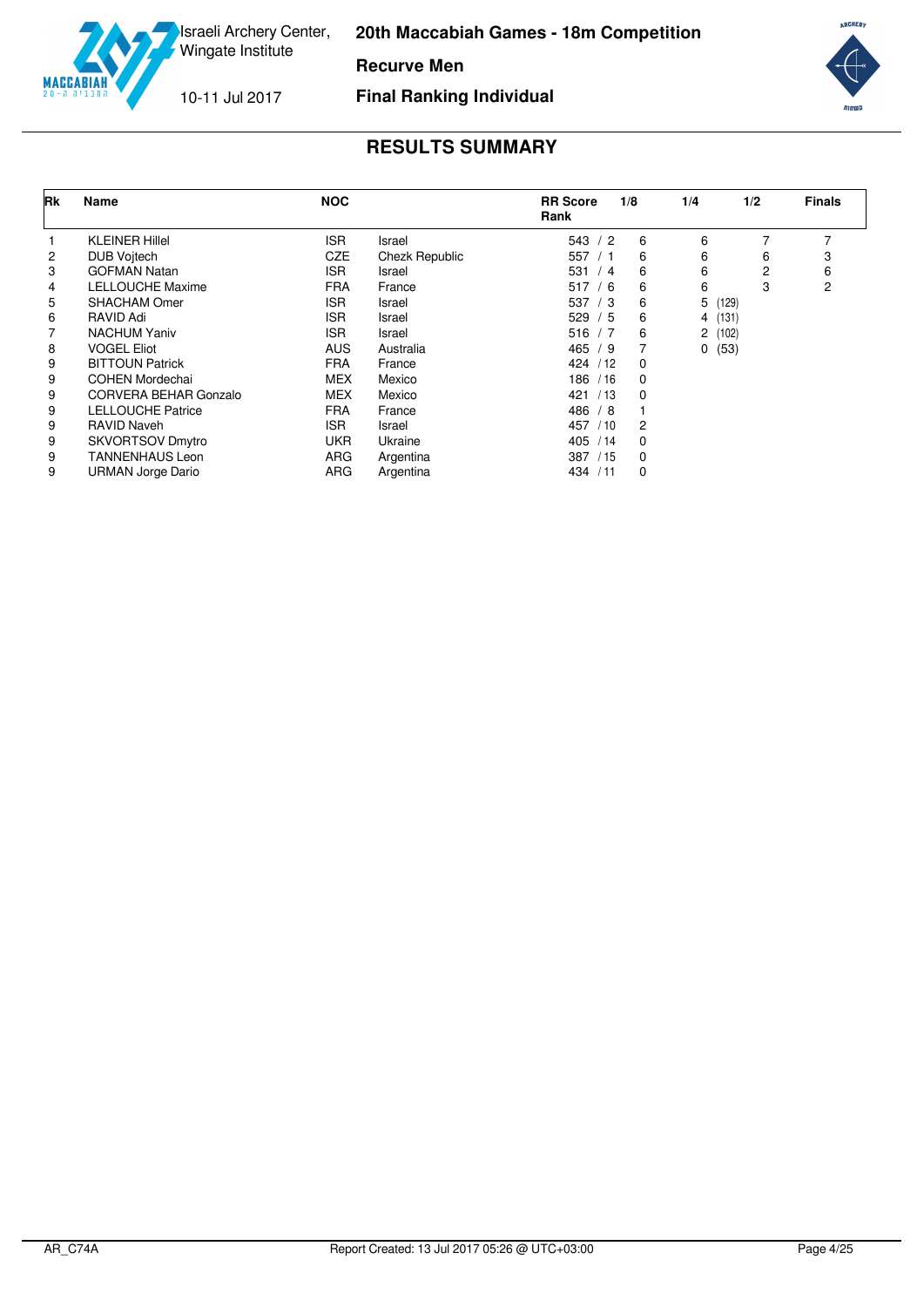Israeli Archery Center, Wingate Institute

10-11 Jul 2017

**20th Maccabiah Games - 18m Competition**

**Recurve Men**

**Final Ranking Individual**

## RESULTS SUMMARY

| Rk | Name | NOC | | RR Score Rank | 1/8 | 1/4 | 1/2 | Finals |
|---|---|---|---|---|---|---|---|---|
| 1 | KLEINER Hillel | ISR | Israel | 543 / 2 | 6 | 6 | 7 | 7 |
| 2 | DUB Vojtech | CZE | Chezk Republic | 557 / 1 | 6 | 6 | 6 | 3 |
| 3 | GOFMAN Natan | ISR | Israel | 531 / 4 | 6 | 6 | 2 | 6 |
| 4 | LELLOUCHE Maxime | FRA | France | 517 / 6 | 6 | 6 | 3 | 2 |
| 5 | SHACHAM Omer | ISR | Israel | 537 / 3 | 6 | 5 (129) | | |
| 6 | RAVID Adi | ISR | Israel | 529 / 5 | 6 | 4 (131) | | |
| 7 | NACHUM Yaniv | ISR | Israel | 516 / 7 | 6 | 2 (102) | | |
| 8 | VOGEL Eliot | AUS | Australia | 465 / 9 | 7 | 0 (53) | | |
| 9 | BITTOUN Patrick | FRA | France | 424 / 12 | 0 | | | |
| 9 | COHEN Mordechai | MEX | Mexico | 186 / 16 | 0 | | | |
| 9 | CORVERA BEHAR Gonzalo | MEX | Mexico | 421 / 13 | 0 | | | |
| 9 | LELLOUCHE Patrice | FRA | France | 486 / 8 | 1 | | | |
| 9 | RAVID Naveh | ISR | Israel | 457 / 10 | 2 | | | |
| 9 | SKVORTSOV Dmytro | UKR | Ukraine | 405 / 14 | 0 | | | |
| 9 | TANNENHAUS Leon | ARG | Argentina | 387 / 15 | 0 | | | |
| 9 | URMAN Jorge Dario | ARG | Argentina | 434 / 11 | 0 | | | |

AR_C74A

Report Created: 13 Jul 2017 05:26 @ UTC+03:00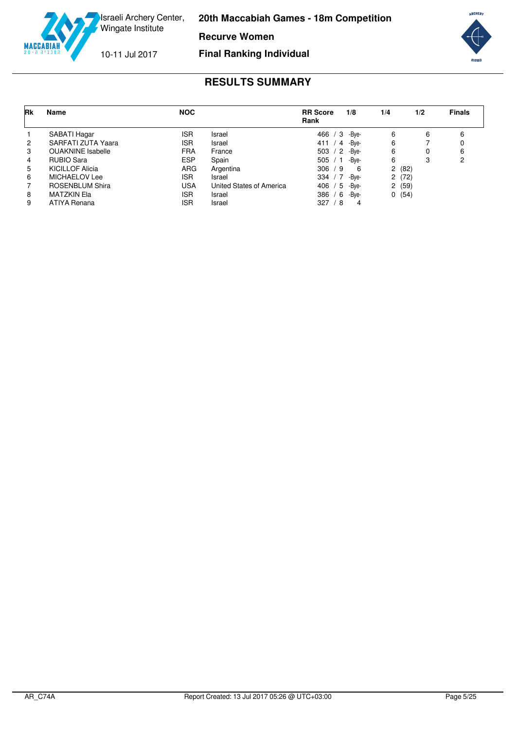Israeli Archery Center, Wingate Institute

10-11 Jul 2017

**20th Maccabiah Games - 18m Competition**

**Recurve Women**

**Final Ranking Individual**

## RESULTS SUMMARY

| Rk | Name | NOC | | RR Score Rank | 1/8 | 1/4 | 1/2 | Finals |
|---|---|---|---|---|---|---|---|---|
| 1 | SABATI Hagar | ISR | Israel | 466 / 3 | -Bye- | 6 | 6 | 6 |
| 2 | SARFATI ZUTA Yaara | ISR | Israel | 411 / 4 | -Bye- | 6 | 7 | 0 |
| 3 | OUAKNINE Isabelle | FRA | France | 503 / 2 | -Bye- | 6 | 0 | 6 |
| 4 | RUBIO Sara | ESP | Spain | 505 / 1 | -Bye- | 6 | 3 | 2 |
| 5 | KICILLOF Alicia | ARG | Argentina | 306 / 9 | 6 | 2 (82) | | |
| 6 | MICHAELOV Lee | ISR | Israel | 334 / 7 | -Bye- | 2 (72) | | |
| 7 | ROSENBLUM Shira | USA | United States of America | 406 / 5 | -Bye- | 2 (59) | | |
| 8 | MATZKIN Ela | ISR | Israel | 386 / 6 | -Bye- | 0 (54) | | |
| 9 | ATIYA Renana | ISR | Israel | 327 / 8 | 4 | | | |

AR_C74A

Report Created: 13 Jul 2017 05:26 @ UTC+03:00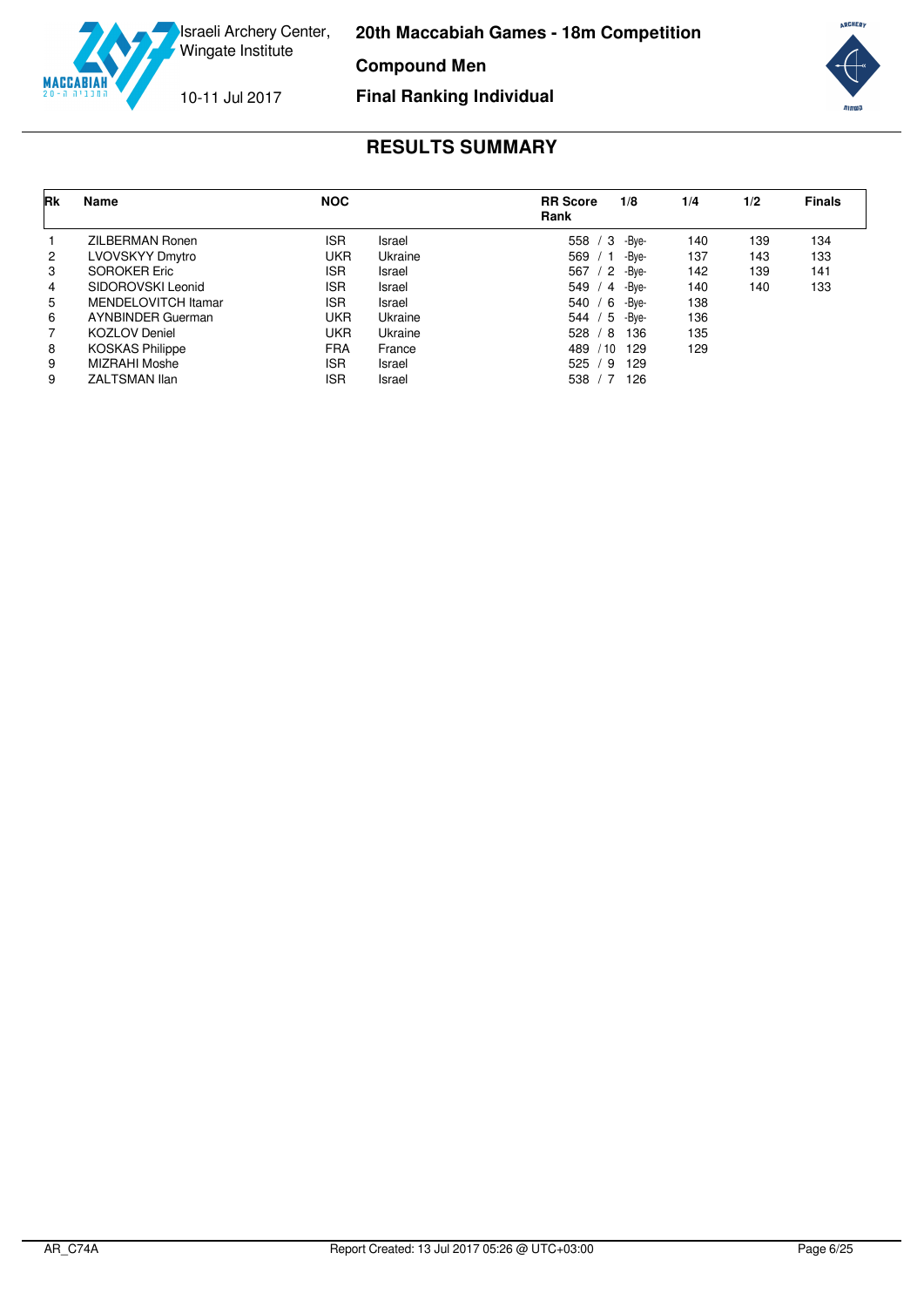Israeli Archery Center, Wingate Institute

10-11 Jul 2017

**20th Maccabiah Games - 18m Competition**

**Compound Men**

**Final Ranking Individual**

## RESULTS SUMMARY

| Rk | Name | NOC | | RR Score Rank | 1/8 | 1/4 | 1/2 | Finals |
|---|---|---|---|---|---|---|---|---|
| 1 | ZILBERMAN Ronen | ISR | Israel | 558 / 3 | -Bye- | 140 | 139 | 134 |
| 2 | LVOVSKYY Dmytro | UKR | Ukraine | 569 / 1 | -Bye- | 137 | 143 | 133 |
| 3 | SOROKER Eric | ISR | Israel | 567 / 2 | -Bye- | 142 | 139 | 141 |
| 4 | SIDOROVSKI Leonid | ISR | Israel | 549 / 4 | -Bye- | 140 | 140 | 133 |
| 5 | MENDELOVITCH Itamar | ISR | Israel | 540 / 6 | -Bye- | 138 | | |
| 6 | AYNBINDER Guerman | UKR | Ukraine | 544 / 5 | -Bye- | 136 | | |
| 7 | KOZLOV Deniel | UKR | Ukraine | 528 / 8 | 136 | 135 | | |
| 8 | KOSKAS Philippe | FRA | France | 489 / 10 | 129 | 129 | | |
| 9 | MIZRAHI Moshe | ISR | Israel | 525 / 9 | 129 | | | |
| 9 | ZALTSMAN Ilan | ISR | Israel | 538 / 7 | 126 | | | |

AR_C74A

Report Created: 13 Jul 2017 05:26 @ UTC+03:00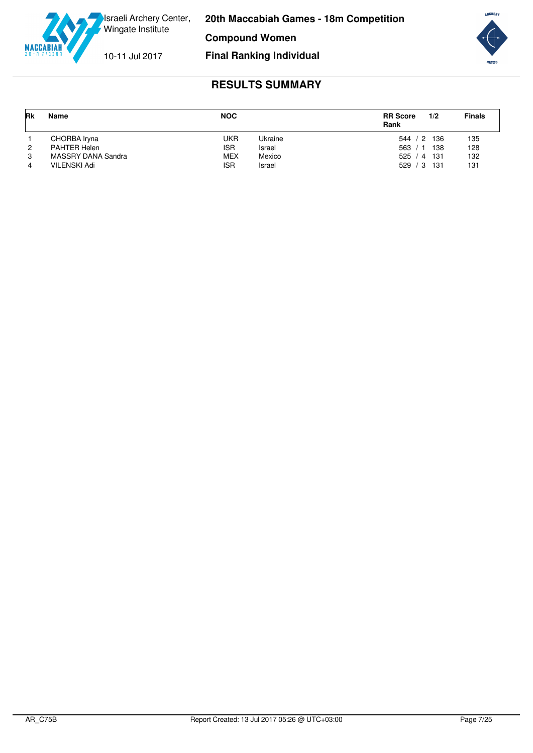Israeli Archery Center, Wingate Institute

10-11 Jul 2017

**20th Maccabiah Games - 18m Competition**

**Compound Women**

**Final Ranking Individual**

## RESULTS SUMMARY

| Rk | Name | NOC | | RR Score Rank | 1/2 | Finals |
|---|---|---|---|---|---|---|
| 1 | CHORBA Iryna | UKR | Ukraine | 544 / 2 | 136 | 135 |
| 2 | PAHTER Helen | ISR | Israel | 563 / 1 | 138 | 128 |
| 3 | MASSRY DANA Sandra | MEX | Mexico | 525 / 4 | 131 | 132 |
| 4 | VILENSKI Adi | ISR | Israel | 529 / 3 | 131 | 131 |

AR_C75B Report Created: 13 Jul 2017 05:26 @ UTC+03:00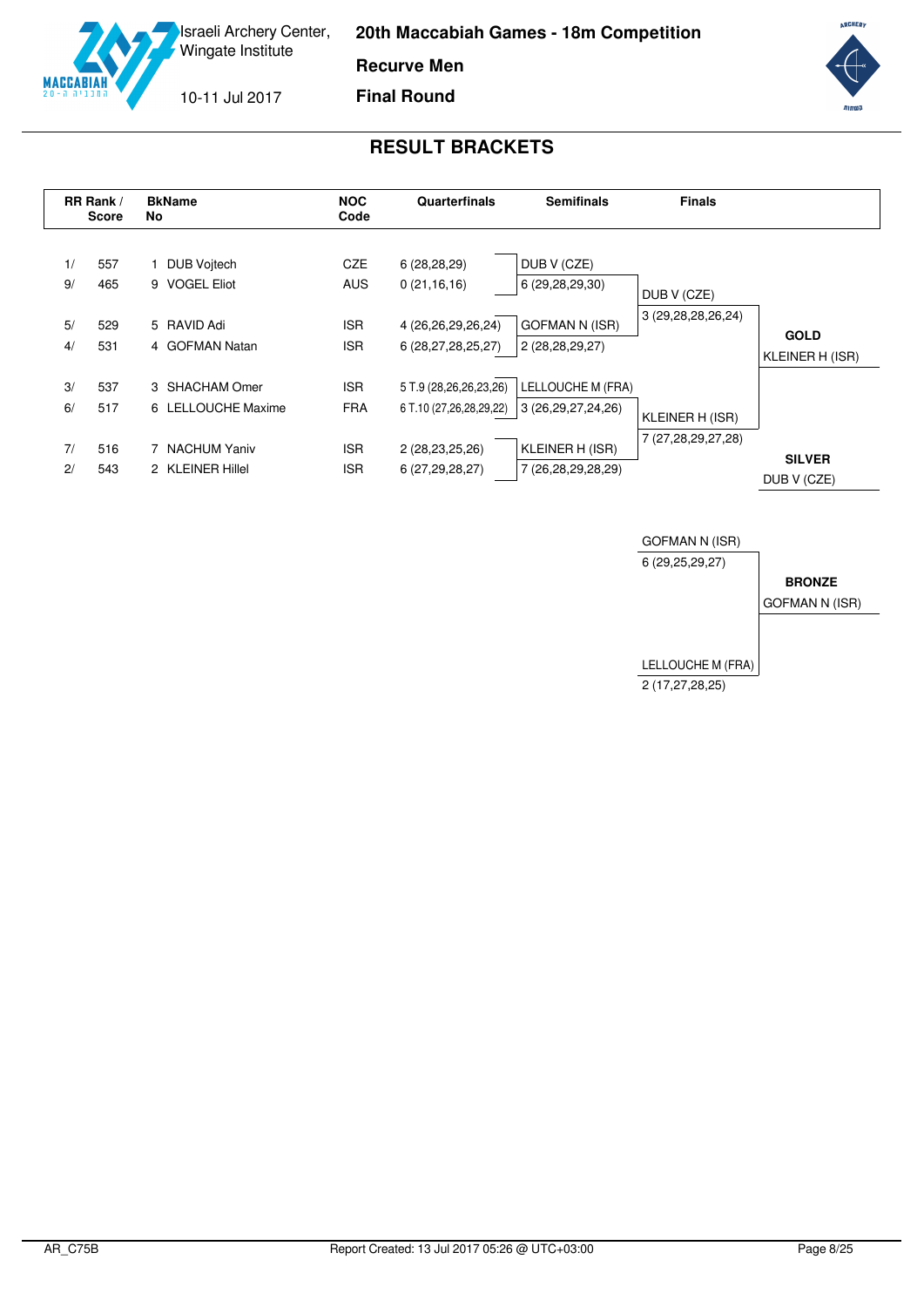Israeli Archery Center, Wingate Institute

10-11 Jul 2017

# 20th Maccabiah Games - 18m Competition

**Recurve Men**

**Final Round**

## RESULT BRACKETS

| RR Rank / Score | | BkName No | | NOC Code | Quarterfinals | Semifinals | Finals |
|---|---|---|---|---|---|---|---|
| 1/ | 557 | 1 | DUB Vojtech | CZE | 6 (28,28,29) | DUB V (CZE) | |
| 9/ | 465 | 9 | VOGEL Eliot | AUS | 0 (21,16,16) | 6 (29,28,29,30) | DUB V (CZE) |
| 5/ | 529 | 5 | RAVID Adi | ISR | 4 (26,26,29,26,24) | GOFMAN N (ISR) | 3 (29,28,28,26,24) |
| 4/ | 531 | 4 | GOFMAN Natan | ISR | 6 (28,27,28,25,27) | 2 (28,28,29,27) | |
| 3/ | 537 | 3 | SHACHAM Omer | ISR | 5 T.9 (28,26,26,23,26) | LELLOUCHE M (FRA) | |
| 6/ | 517 | 6 | LELLOUCHE Maxime | FRA | 6 T.10 (27,26,28,29,22) | 3 (26,29,27,24,26) | KLEINER H (ISR) |
| 7/ | 516 | 7 | NACHUM Yaniv | ISR | 2 (28,23,25,26) | KLEINER H (ISR) | 7 (27,28,29,27,28) |
| 2/ | 543 | 2 | KLEINER Hillel | ISR | 6 (27,29,28,27) | 7 (26,28,29,28,29) | |

**GOLD**
KLEINER H (ISR)

**SILVER**
DUB V (CZE)

Bronze match:

GOFMAN N (ISR)
6 (29,25,29,27)

LELLOUCHE M (FRA)
2 (17,27,28,25)

**BRONZE**
GOFMAN N (ISR)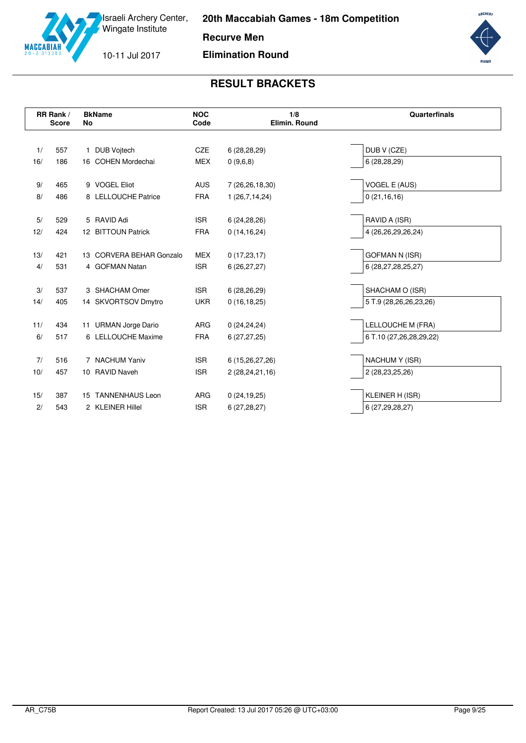# 20th Maccabiah Games - 18m Competition

Israeli Archery Center, Wingate Institute

10-11 Jul 2017

**Recurve Men**

**Elimination Round**

## RESULT BRACKETS

| RR Rank / | Score | BkNo | Name | NOC Code | 1/8 Elimin. Round | Quarterfinals |
|---|---|---|---|---|---|---|
| 1/ | 557 | 1 | DUB Vojtech | CZE | 6 (28,28,29) | DUB V (CZE) |
| 16/ | 186 | 16 | COHEN Mordechai | MEX | 0 (9,6,8) | 6 (28,28,29) |
| 9/ | 465 | 9 | VOGEL Eliot | AUS | 7 (26,26,18,30) | VOGEL E (AUS) |
| 8/ | 486 | 8 | LELLOUCHE Patrice | FRA | 1 (26,7,14,24) | 0 (21,16,16) |
| 5/ | 529 | 5 | RAVID Adi | ISR | 6 (24,28,26) | RAVID A (ISR) |
| 12/ | 424 | 12 | BITTOUN Patrick | FRA | 0 (14,16,24) | 4 (26,26,29,26,24) |
| 13/ | 421 | 13 | CORVERA BEHAR Gonzalo | MEX | 0 (17,23,17) | GOFMAN N (ISR) |
| 4/ | 531 | 4 | GOFMAN Natan | ISR | 6 (26,27,27) | 6 (28,27,28,25,27) |
| 3/ | 537 | 3 | SHACHAM Omer | ISR | 6 (28,26,29) | SHACHAM O (ISR) |
| 14/ | 405 | 14 | SKVORTSOV Dmytro | UKR | 0 (16,18,25) | 5 T.9 (28,26,26,23,26) |
| 11/ | 434 | 11 | URMAN Jorge Dario | ARG | 0 (24,24,24) | LELLOUCHE M (FRA) |
| 6/ | 517 | 6 | LELLOUCHE Maxime | FRA | 6 (27,27,25) | 6 T.10 (27,26,28,29,22) |
| 7/ | 516 | 7 | NACHUM Yaniv | ISR | 6 (15,26,27,26) | NACHUM Y (ISR) |
| 10/ | 457 | 10 | RAVID Naveh | ISR | 2 (28,24,21,16) | 2 (28,23,25,26) |
| 15/ | 387 | 15 | TANNENHAUS Leon | ARG | 0 (24,19,25) | KLEINER H (ISR) |
| 2/ | 543 | 2 | KLEINER Hillel | ISR | 6 (27,28,27) | 6 (27,29,28,27) |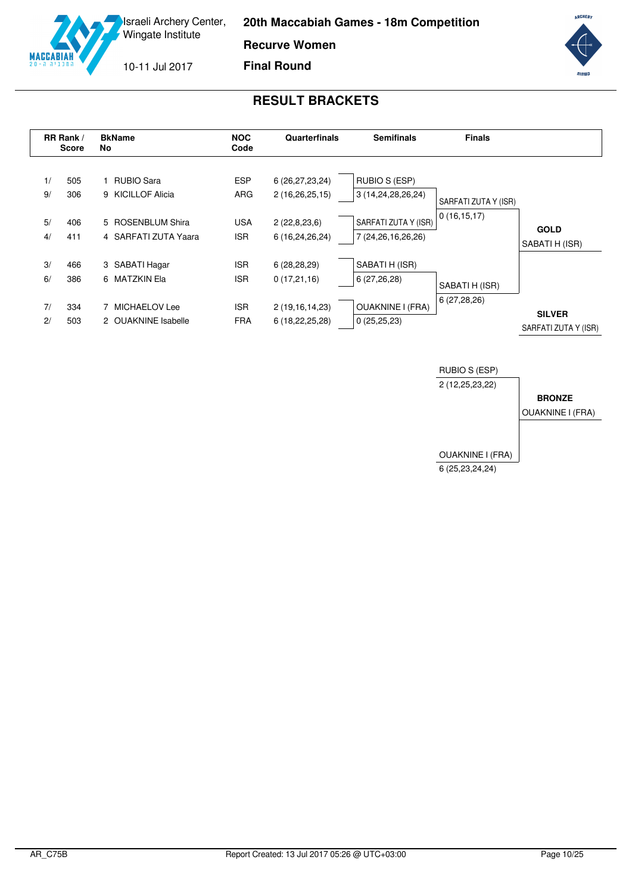Israeli Archery Center, Wingate Institute

10-11 Jul 2017

# 20th Maccabiah Games - 18m Competition

## Recurve Women

## Final Round

## RESULT BRACKETS

| RR Rank / | Score | BkNo | Name | NOC Code | Quarterfinals | Semifinals | Finals |
|---|---|---|---|---|---|---|---|
| 1/ | 505 | 1 | RUBIO Sara | ESP | 6 (26,27,23,24) | RUBIO S (ESP) | |
| 9/ | 306 | 9 | KICILLOF Alicia | ARG | 2 (16,26,25,15) | 3 (14,24,28,26,24) | SARFATI ZUTA Y (ISR) |
| 5/ | 406 | 5 | ROSENBLUM Shira | USA | 2 (22,8,23,6) | SARFATI ZUTA Y (ISR) | 0 (16,15,17) |
| 4/ | 411 | 4 | SARFATI ZUTA Yaara | ISR | 6 (16,24,26,24) | 7 (24,26,16,26,26) | |
| 3/ | 466 | 3 | SABATI Hagar | ISR | 6 (28,28,29) | SABATI H (ISR) | |
| 6/ | 386 | 6 | MATZKIN Ela | ISR | 0 (17,21,16) | 6 (27,26,28) | SABATI H (ISR) |
| 7/ | 334 | 7 | MICHAELOV Lee | ISR | 2 (19,16,14,23) | OUAKNINE I (FRA) | 6 (27,28,26) |
| 2/ | 503 | 2 | OUAKNINE Isabelle | FRA | 6 (18,22,25,28) | 0 (25,25,23) | |

**GOLD**
SABATI H (ISR)

**SILVER**
SARFATI ZUTA Y (ISR)

Bronze match:

RUBIO S (ESP)
2 (12,25,23,22)

OUAKNINE I (FRA)
6 (25,23,24,24)

**BRONZE**
OUAKNINE I (FRA)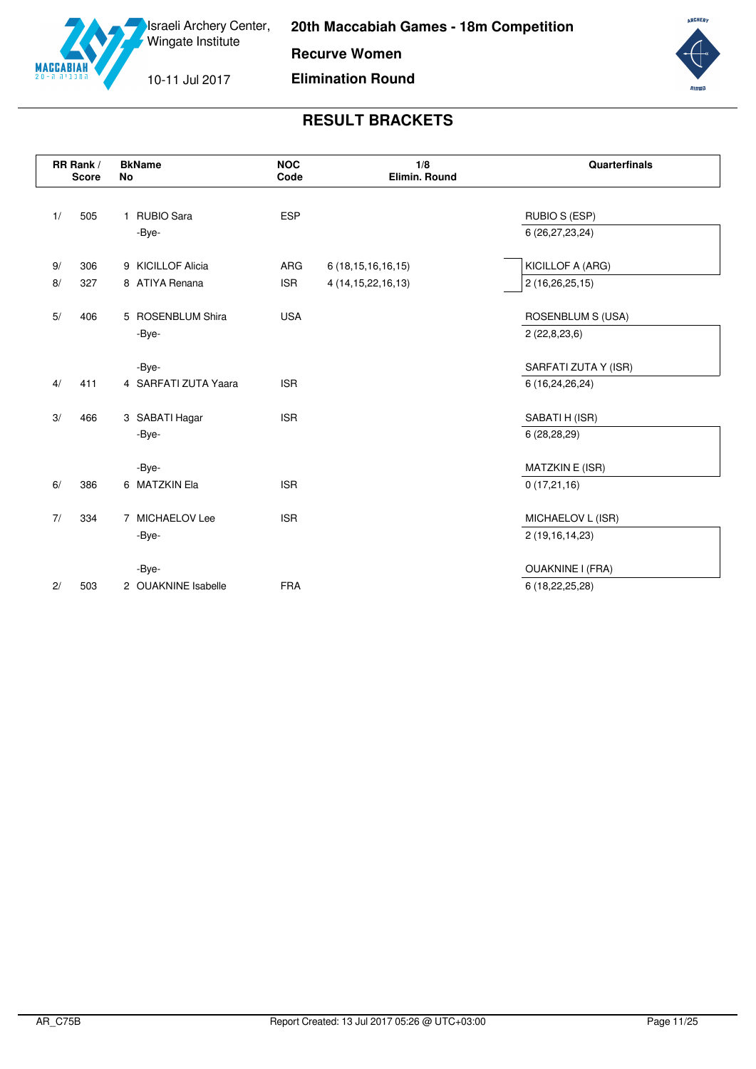Israeli Archery Center, Wingate Institute

10-11 Jul 2017

**20th Maccabiah Games - 18m Competition**

**Recurve Women**

**Elimination Round**

## RESULT BRACKETS

| RR Rank / Score | | BkNo | Name | NOC Code | 1/8 Elimin. Round | Quarterfinals |
|---|---|---|---|---|---|---|
| 1/ | 505 | 1 | RUBIO Sara | ESP | | RUBIO S (ESP) |
| | | | -Bye- | | | 6 (26,27,23,24) |
| 9/ | 306 | 9 | KICILLOF Alicia | ARG | 6 (18,15,16,16,15) | KICILLOF A (ARG) |
| 8/ | 327 | 8 | ATIYA Renana | ISR | 4 (14,15,22,16,13) | 2 (16,26,25,15) |
| 5/ | 406 | 5 | ROSENBLUM Shira | USA | | ROSENBLUM S (USA) |
| | | | -Bye- | | | 2 (22,8,23,6) |
| | | | -Bye- | | | SARFATI ZUTA Y (ISR) |
| 4/ | 411 | 4 | SARFATI ZUTA Yaara | ISR | | 6 (16,24,26,24) |
| 3/ | 466 | 3 | SABATI Hagar | ISR | | SABATI H (ISR) |
| | | | -Bye- | | | 6 (28,28,29) |
| | | | -Bye- | | | MATZKIN E (ISR) |
| 6/ | 386 | 6 | MATZKIN Ela | ISR | | 0 (17,21,16) |
| 7/ | 334 | 7 | MICHAELOV Lee | ISR | | MICHAELOV L (ISR) |
| | | | -Bye- | | | 2 (19,16,14,23) |
| | | | -Bye- | | | OUAKNINE I (FRA) |
| 2/ | 503 | 2 | OUAKNINE Isabelle | FRA | | 6 (18,22,25,28) |

AR_C75B Report Created: 13 Jul 2017 05:26 @ UTC+03:00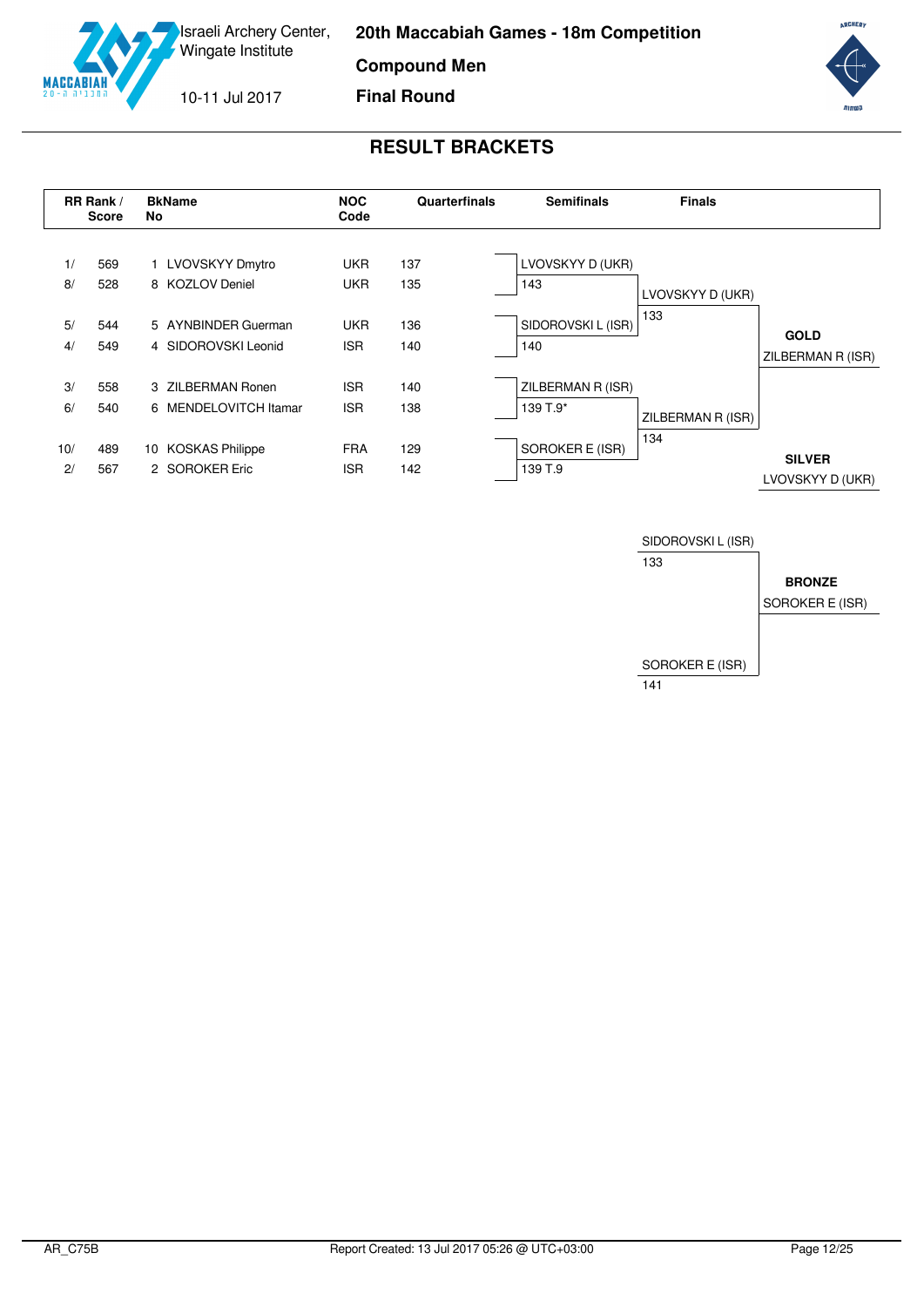Israeli Archery Center, Wingate Institute

10-11 Jul 2017

# 20th Maccabiah Games - 18m Competition

## Compound Men

## Final Round

## RESULT BRACKETS

| RR Rank / | Score | BkName No | | NOC Code | Quarterfinals | Semifinals | Finals | |
|---|---|---|---|---|---|---|---|---|
| 1/ | 569 | 1 | LVOVSKYY Dmytro | UKR | 137 | LVOVSKYY D (UKR) | | |
| 8/ | 528 | 8 | KOZLOV Deniel | UKR | 135 | 143 | LVOVSKYY D (UKR) | |
| 5/ | 544 | 5 | AYNBINDER Guerman | UKR | 136 | SIDOROVSKI L (ISR) | 133 | GOLD |
| 4/ | 549 | 4 | SIDOROVSKI Leonid | ISR | 140 | 140 | | ZILBERMAN R (ISR) |
| 3/ | 558 | 3 | ZILBERMAN Ronen | ISR | 140 | ZILBERMAN R (ISR) | | |
| 6/ | 540 | 6 | MENDELOVITCH Itamar | ISR | 138 | 139 T.9* | ZILBERMAN R (ISR) | |
| 10/ | 489 | 10 | KOSKAS Philippe | FRA | 129 | SOROKER E (ISR) | 134 | SILVER |
| 2/ | 567 | 2 | SOROKER Eric | ISR | 142 | 139 T.9 | | LVOVSKYY D (UKR) |

| Bronze Match | | |
|---|---|---|
| SIDOROVSKI L (ISR) | 133 | BRONZE |
| SOROKER E (ISR) | 141 | SOROKER E (ISR) |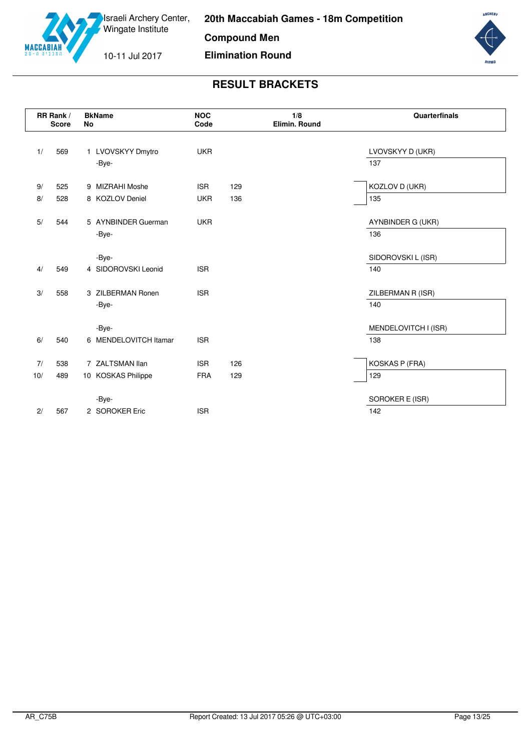Israeli Archery Center, Wingate Institute

10-11 Jul 2017

**20th Maccabiah Games - 18m Competition**

**Compound Men**

**Elimination Round**

## RESULT BRACKETS

| RR Rank / | Score | BkNo | Name | NOC Code | 1/8 Elimin. Round | Quarterfinals |
|---|---|---|---|---|---|---|
| 1/ | 569 | 1 | LVOVSKYY Dmytro | UKR | | LVOVSKYY D (UKR) |
| | | | -Bye- | | | 137 |
| 9/ | 525 | 9 | MIZRAHI Moshe | ISR | 129 | KOZLOV D (UKR) |
| 8/ | 528 | 8 | KOZLOV Deniel | UKR | 136 | 135 |
| 5/ | 544 | 5 | AYNBINDER Guerman | UKR | | AYNBINDER G (UKR) |
| | | | -Bye- | | | 136 |
| | | | -Bye- | | | SIDOROVSKI L (ISR) |
| 4/ | 549 | 4 | SIDOROVSKI Leonid | ISR | | 140 |
| 3/ | 558 | 3 | ZILBERMAN Ronen | ISR | | ZILBERMAN R (ISR) |
| | | | -Bye- | | | 140 |
| | | | -Bye- | | | MENDELOVITCH I (ISR) |
| 6/ | 540 | 6 | MENDELOVITCH Itamar | ISR | | 138 |
| 7/ | 538 | 7 | ZALTSMAN Ilan | ISR | 126 | KOSKAS P (FRA) |
| 10/ | 489 | 10 | KOSKAS Philippe | FRA | 129 | 129 |
| | | | -Bye- | | | SOROKER E (ISR) |
| 2/ | 567 | 2 | SOROKER Eric | ISR | | 142 |

AR_C75B

Report Created: 13 Jul 2017 05:26 @ UTC+03:00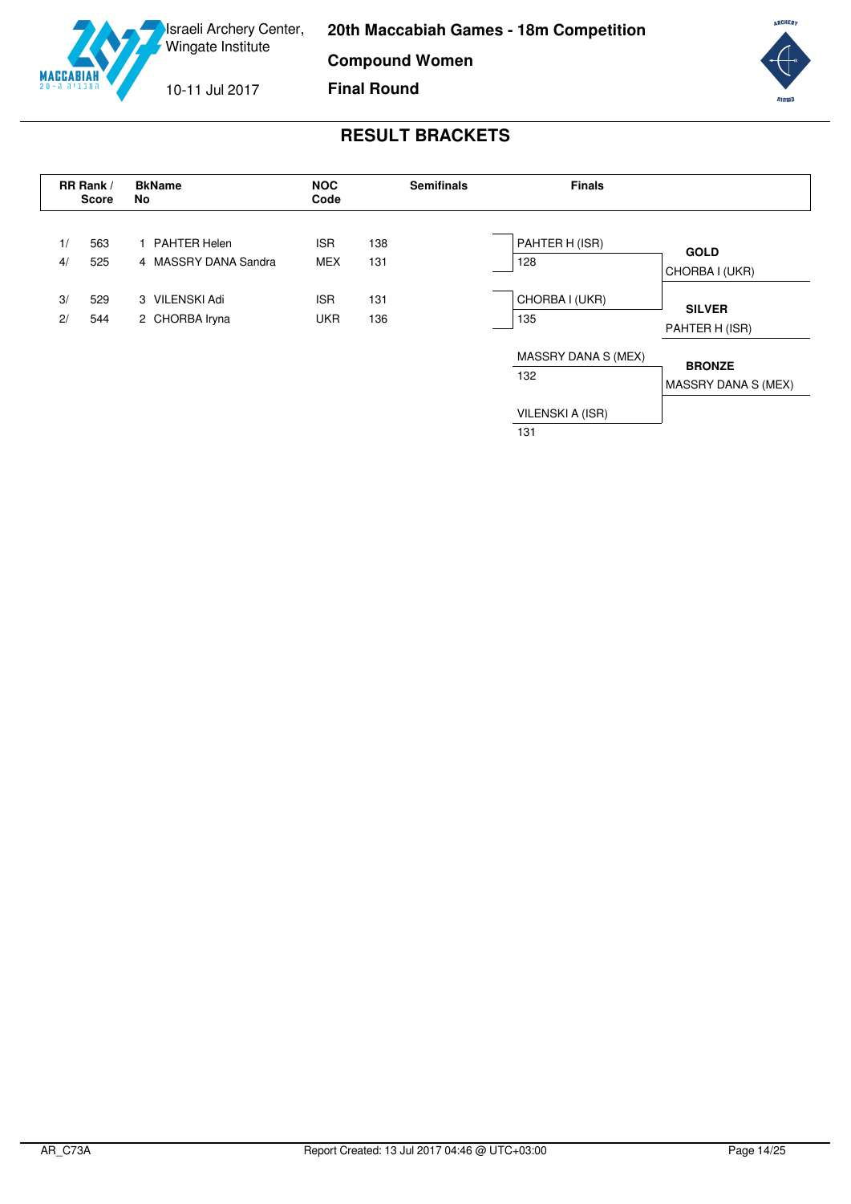Israeli Archery Center, Wingate Institute

10-11 Jul 2017

**20th Maccabiah Games - 18m Competition**

**Compound Women**

**Final Round**

## RESULT BRACKETS

| RR Rank / | Score | BkName No | | NOC Code | Semifinals |
|---|---|---|---|---|---|
| 1/ | 563 | 1 | PAHTER Helen | ISR | 138 |
| 4/ | 525 | 4 | MASSRY DANA Sandra | MEX | 131 |
| 3/ | 529 | 3 | VILENSKI Adi | ISR | 131 |
| 2/ | 544 | 2 | CHORBA Iryna | UKR | 136 |

**Finals**

| Gold Medal Match | Score |
|---|---|
| PAHTER H (ISR) | 128 |
| CHORBA I (UKR) | 135 |

| Bronze Medal Match | Score |
|---|---|
| MASSRY DANA S (MEX) | 132 |
| VILENSKI A (ISR) | 131 |

**GOLD**
CHORBA I (UKR)

**SILVER**
PAHTER H (ISR)

**BRONZE**
MASSRY DANA S (MEX)

AR_C73A — Report Created: 13 Jul 2017 04:46 @ UTC+03:00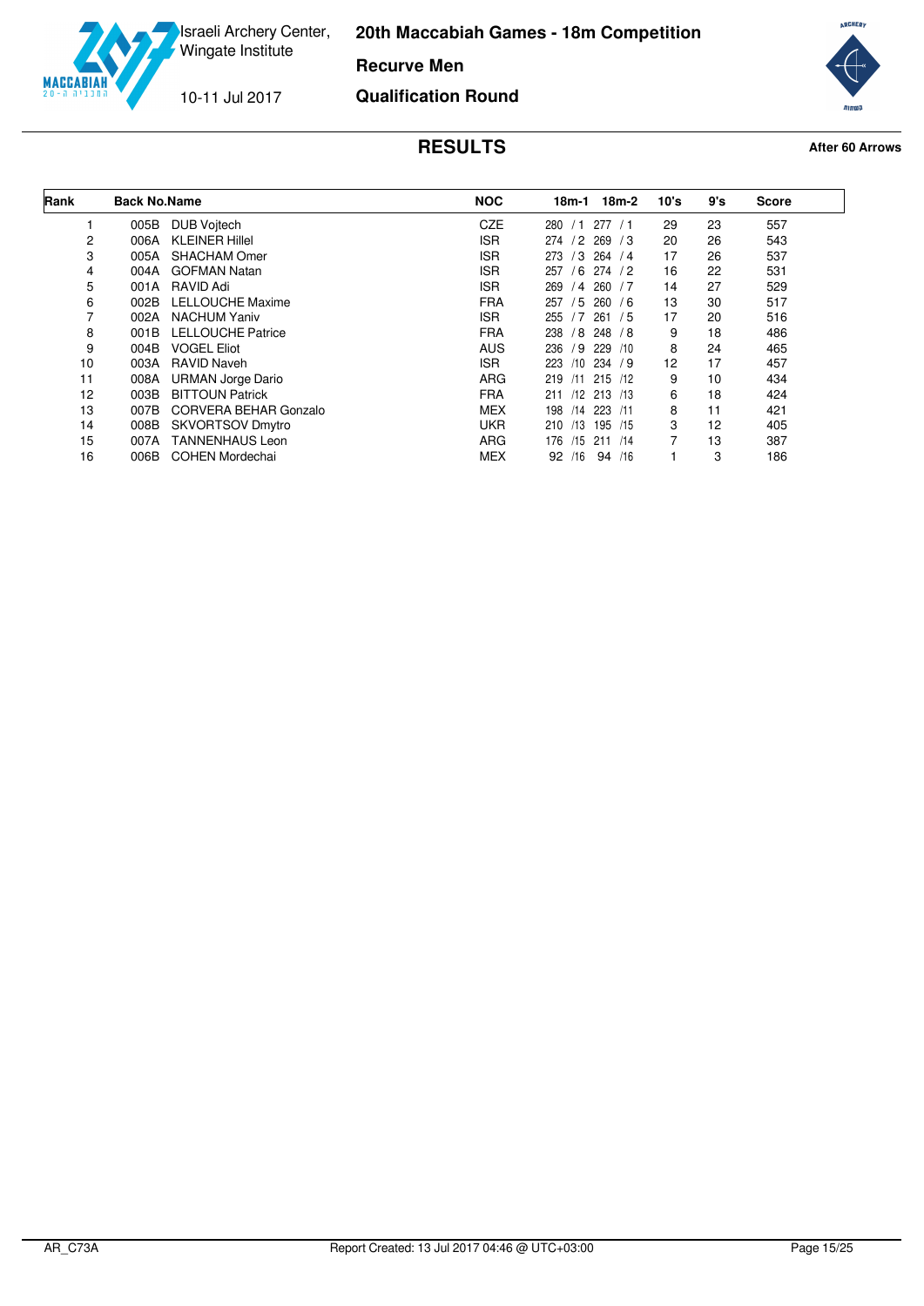Israeli Archery Center, Wingate Institute

10-11 Jul 2017

**20th Maccabiah Games - 18m Competition**

**Recurve Men**

**Qualification Round**

## RESULTS

**After 60 Arrows**

| Rank | Back No. | Name | NOC | 18m-1 | 18m-2 | 10's | 9's | Score |
|---|---|---|---|---|---|---|---|---|
| 1 | 005B | DUB Vojtech | CZE | 280 / 1 | 277 / 1 | 29 | 23 | 557 |
| 2 | 006A | KLEINER Hillel | ISR | 274 / 2 | 269 / 3 | 20 | 26 | 543 |
| 3 | 005A | SHACHAM Omer | ISR | 273 / 3 | 264 / 4 | 17 | 26 | 537 |
| 4 | 004A | GOFMAN Natan | ISR | 257 / 6 | 274 / 2 | 16 | 22 | 531 |
| 5 | 001A | RAVID Adi | ISR | 269 / 4 | 260 / 7 | 14 | 27 | 529 |
| 6 | 002B | LELLOUCHE Maxime | FRA | 257 / 5 | 260 / 6 | 13 | 30 | 517 |
| 7 | 002A | NACHUM Yaniv | ISR | 255 / 7 | 261 / 5 | 17 | 20 | 516 |
| 8 | 001B | LELLOUCHE Patrice | FRA | 238 / 8 | 248 / 8 | 9 | 18 | 486 |
| 9 | 004B | VOGEL Eliot | AUS | 236 / 9 | 229 /10 | 8 | 24 | 465 |
| 10 | 003A | RAVID Naveh | ISR | 223 /10 | 234 / 9 | 12 | 17 | 457 |
| 11 | 008A | URMAN Jorge Dario | ARG | 219 /11 | 215 /12 | 9 | 10 | 434 |
| 12 | 003B | BITTOUN Patrick | FRA | 211 /12 | 213 /13 | 6 | 18 | 424 |
| 13 | 007B | CORVERA BEHAR Gonzalo | MEX | 198 /14 | 223 /11 | 8 | 11 | 421 |
| 14 | 008B | SKVORTSOV Dmytro | UKR | 210 /13 | 195 /15 | 3 | 12 | 405 |
| 15 | 007A | TANNENHAUS Leon | ARG | 176 /15 | 211 /14 | 7 | 13 | 387 |
| 16 | 006B | COHEN Mordechai | MEX | 92 /16 | 94 /16 | 1 | 3 | 186 |

AR_C73A

Report Created: 13 Jul 2017 04:46 @ UTC+03:00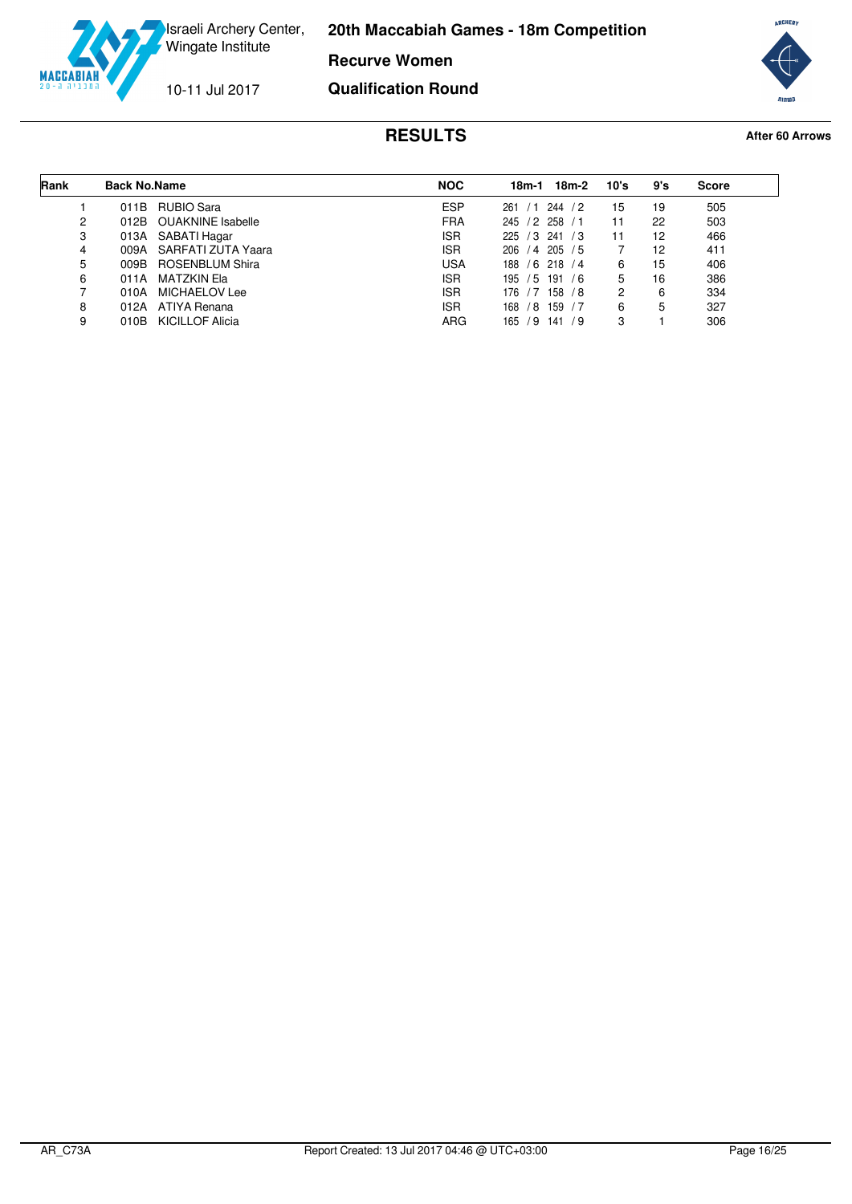Israeli Archery Center, Wingate Institute

10-11 Jul 2017

# 20th Maccabiah Games - 18m Competition

## Recurve Women

## Qualification Round

### RESULTS

**After 60 Arrows**

| Rank | Back No. | Name | NOC | 18m-1 | 18m-2 | 10's | 9's | Score |
|---|---|---|---|---|---|---|---|---|
| 1 | 011B | RUBIO Sara | ESP | 261 / 1 | 244 / 2 | 15 | 19 | 505 |
| 2 | 012B | OUAKNINE Isabelle | FRA | 245 / 2 | 258 / 1 | 11 | 22 | 503 |
| 3 | 013A | SABATI Hagar | ISR | 225 / 3 | 241 / 3 | 11 | 12 | 466 |
| 4 | 009A | SARFATI ZUTA Yaara | ISR | 206 / 4 | 205 / 5 | 7 | 12 | 411 |
| 5 | 009B | ROSENBLUM Shira | USA | 188 / 6 | 218 / 4 | 6 | 15 | 406 |
| 6 | 011A | MATZKIN Ela | ISR | 195 / 5 | 191 / 6 | 5 | 16 | 386 |
| 7 | 010A | MICHAELOV Lee | ISR | 176 / 7 | 158 / 8 | 2 | 6 | 334 |
| 8 | 012A | ATIYA Renana | ISR | 168 / 8 | 159 / 7 | 6 | 5 | 327 |
| 9 | 010B | KICILLOF Alicia | ARG | 165 / 9 | 141 / 9 | 3 | 1 | 306 |

AR_C73A Report Created: 13 Jul 2017 04:46 @ UTC+03:00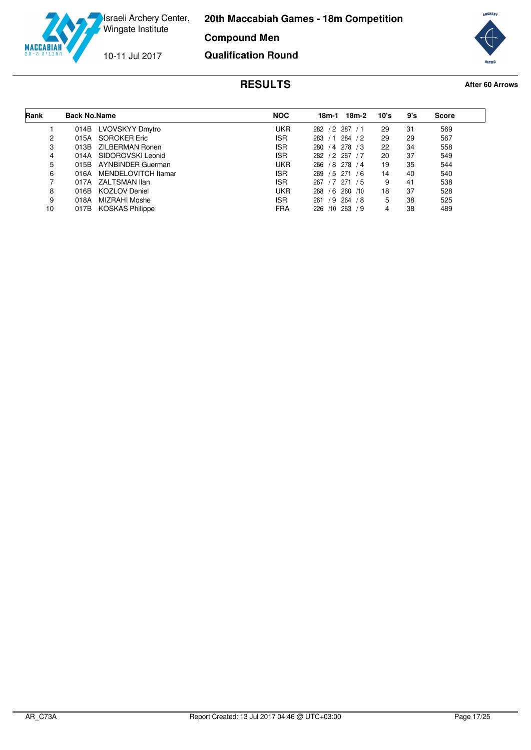Israeli Archery Center, Wingate Institute

10-11 Jul 2017

# 20th Maccabiah Games - 18m Competition

## Compound Men

## Qualification Round

### RESULTS

**After 60 Arrows**

| Rank | Back No. | Name | NOC | 18m-1 | 18m-2 | 10's | 9's | Score |
|---|---|---|---|---|---|---|---|---|
| 1 | 014B | LVOVSKYY Dmytro | UKR | 282 / 2 | 287 / 1 | 29 | 31 | 569 |
| 2 | 015A | SOROKER Eric | ISR | 283 / 1 | 284 / 2 | 29 | 29 | 567 |
| 3 | 013B | ZILBERMAN Ronen | ISR | 280 / 4 | 278 / 3 | 22 | 34 | 558 |
| 4 | 014A | SIDOROVSKI Leonid | ISR | 282 / 2 | 267 / 7 | 20 | 37 | 549 |
| 5 | 015B | AYNBINDER Guerman | UKR | 266 / 8 | 278 / 4 | 19 | 35 | 544 |
| 6 | 016A | MENDELOVITCH Itamar | ISR | 269 / 5 | 271 / 6 | 14 | 40 | 540 |
| 7 | 017A | ZALTSMAN Ilan | ISR | 267 / 7 | 271 / 5 | 9 | 41 | 538 |
| 8 | 016B | KOZLOV Deniel | UKR | 268 / 6 | 260 /10 | 18 | 37 | 528 |
| 9 | 018A | MIZRAHI Moshe | ISR | 261 / 9 | 264 / 8 | 5 | 38 | 525 |
| 10 | 017B | KOSKAS Philippe | FRA | 226 /10 | 263 / 9 | 4 | 38 | 489 |

AR_C73A

Report Created: 13 Jul 2017 04:46 @ UTC+03:00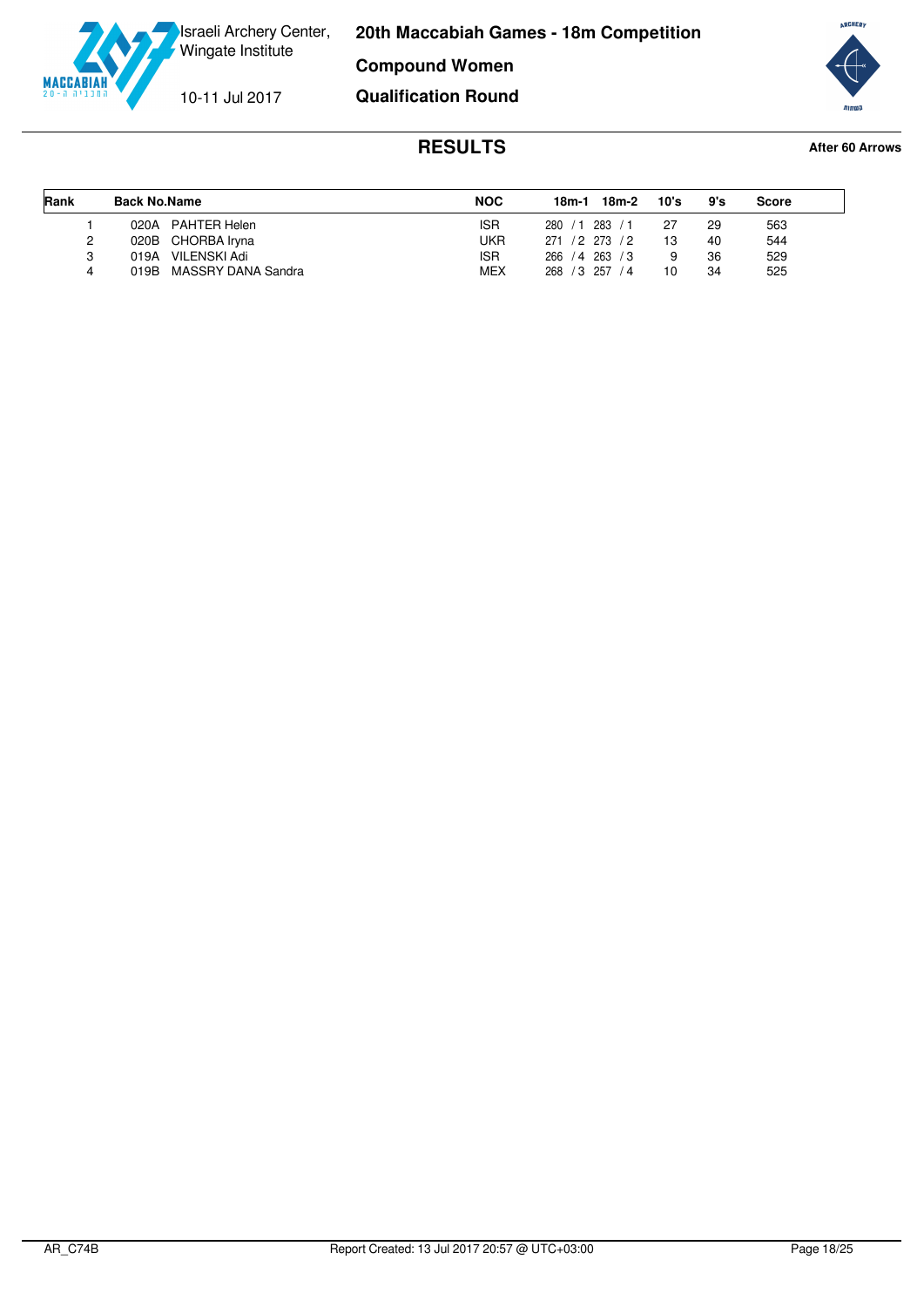Israeli Archery Center, Wingate Institute

10-11 Jul 2017

# 20th Maccabiah Games - 18m Competition

## Compound Women

## Qualification Round

### RESULTS

**After 60 Arrows**

| Rank | Back No. | Name | NOC | 18m-1 | 18m-2 | 10's | 9's | Score |
|---|---|---|---|---|---|---|---|---|
| 1 | 020A | PAHTER Helen | ISR | 280 / 1 | 283 / 1 | 27 | 29 | 563 |
| 2 | 020B | CHORBA Iryna | UKR | 271 / 2 | 273 / 2 | 13 | 40 | 544 |
| 3 | 019A | VILENSKI Adi | ISR | 266 / 4 | 263 / 3 | 9 | 36 | 529 |
| 4 | 019B | MASSRY DANA Sandra | MEX | 268 / 3 | 257 / 4 | 10 | 34 | 525 |

AR_C74B Report Created: 13 Jul 2017 20:57 @ UTC+03:00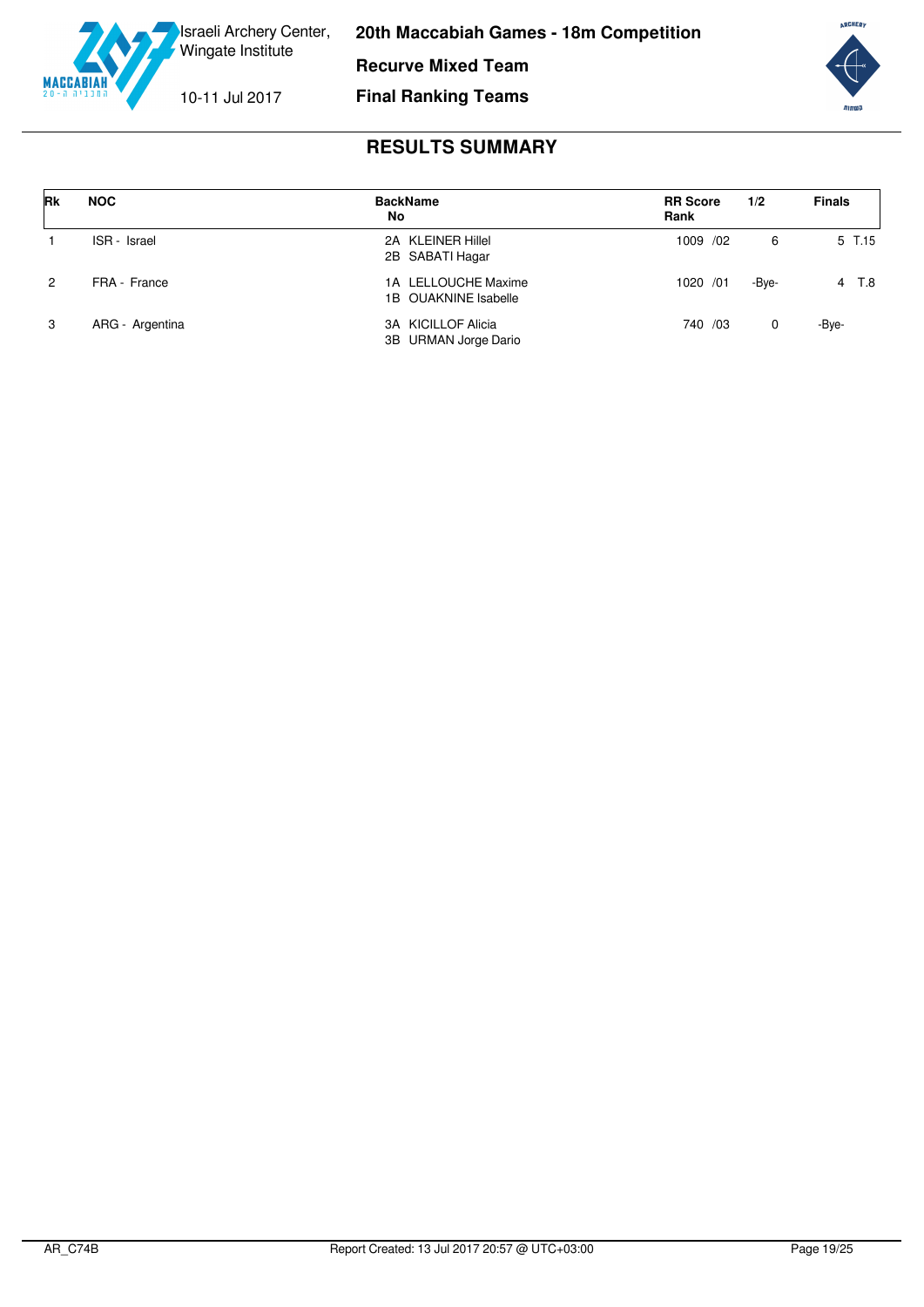Israeli Archery Center, Wingate Institute

10-11 Jul 2017

**20th Maccabiah Games - 18m Competition**

**Recurve Mixed Team**

**Final Ranking Teams**

## RESULTS SUMMARY

| Rk | NOC | BackName No | RR Score Rank | 1/2 | Finals |
|---|---|---|---|---|---|
| 1 | ISR - Israel | 2A KLEINER Hillel<br>2B SABATI Hagar | 1009 /02 | 6 | 5 T.15 |
| 2 | FRA - France | 1A LELLOUCHE Maxime<br>1B OUAKNINE Isabelle | 1020 /01 | -Bye- | 4 T.8 |
| 3 | ARG - Argentina | 3A KICILLOF Alicia<br>3B URMAN Jorge Dario | 740 /03 | 0 | -Bye- |

AR_C74B

Report Created: 13 Jul 2017 20:57 @ UTC+03:00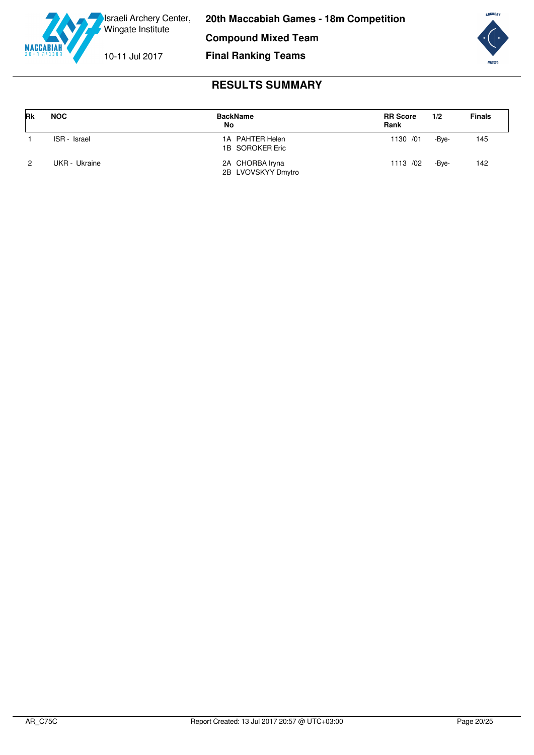Israeli Archery Center, Wingate Institute

10-11 Jul 2017

**20th Maccabiah Games - 18m Competition**

**Compound Mixed Team**

**Final Ranking Teams**

## RESULTS SUMMARY

| Rk | NOC | BackName No | RR Score Rank | 1/2 | Finals |
|---|---|---|---|---|---|
| 1 | ISR - Israel | 1A PAHTER Helen<br>1B SOROKER Eric | 1130 /01 | -Bye- | 145 |
| 2 | UKR - Ukraine | 2A CHORBA Iryna<br>2B LVOVSKYY Dmytro | 1113 /02 | -Bye- | 142 |

AR_C75C Report Created: 13 Jul 2017 20:57 @ UTC+03:00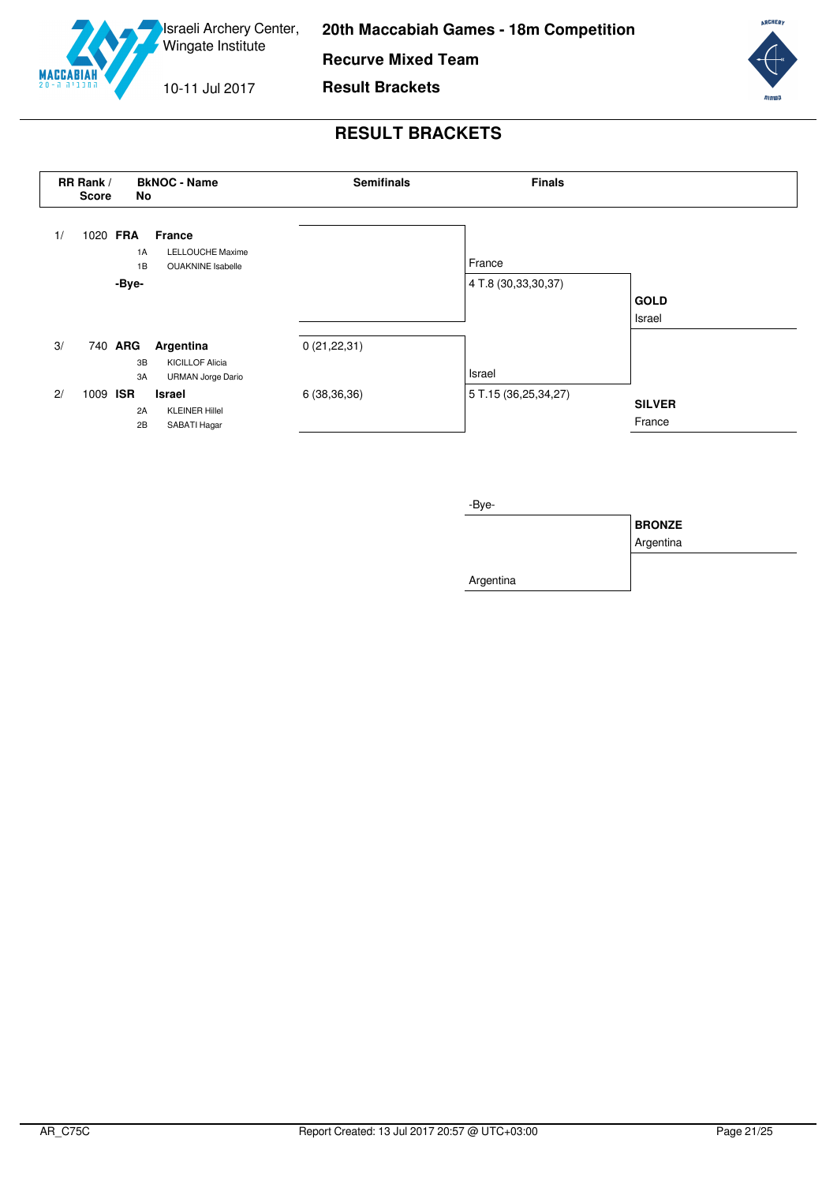# RESULT BRACKETS

| RR Rank / Score | BkNOC - No | Name | Semifinals | Finals | |
|---|---|---|---|---|---|
| 1/ 1020 | FRA | **France** | | France | |
| | 1A | LELLOUCHE Maxime | | 4 T.8 (30,33,30,37) | **GOLD** Israel |
| | 1B | OUAKNINE Isabelle | | | |
| | -Bye- | | | | |
| 3/ 740 | ARG | **Argentina** | 0 (21,22,31) | | |
| | 3B | KICILLOF Alicia | | Israel | |
| | 3A | URMAN Jorge Dario | | 5 T.15 (36,25,34,27) | **SILVER** France |
| 2/ 1009 | ISR | **Israel** | 6 (38,36,36) | | |
| | 2A | KLEINER Hillel | | | |
| | 2B | SABATI Hagar | | | |

| Bronze Match | |
|---|---|
| -Bye- | **BRONZE** Argentina |
| Argentina | |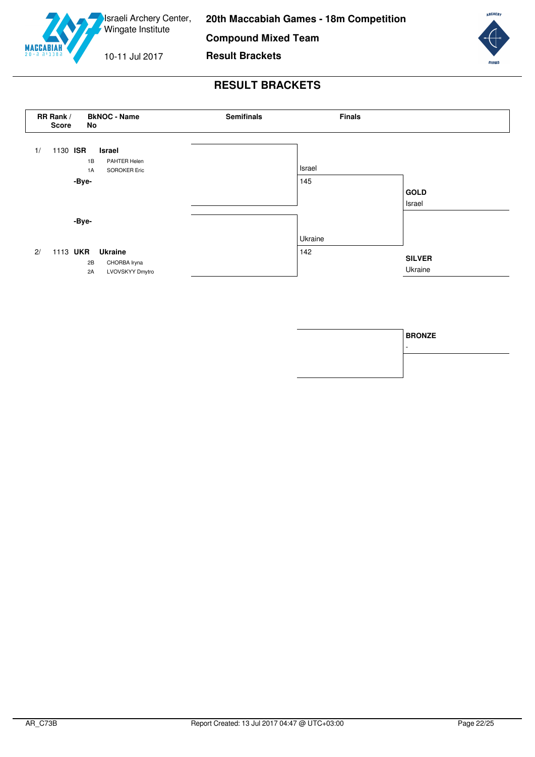Israeli Archery Center, Wingate Institute

10-11 Jul 2017

**20th Maccabiah Games - 18m Competition**

**Compound Mixed Team**

**Result Brackets**

# RESULT BRACKETS

| RR Rank / Score | BkNOC - Name No | | Semifinals | Finals | |
|---|---|---|---|---|---|
| 1/ 1130 | **ISR** | **Israel** | | Israel 145 | **GOLD** Israel |
| | 1B | PAHTER Helen | | | |
| | 1A | SOROKER Eric | | | |
| | **-Bye-** | | | | |
| | **-Bye-** | | | | |
| 2/ 1113 | **UKR** | **Ukraine** | | Ukraine 142 | **SILVER** Ukraine |
| | 2B | CHORBA Iryna | | | |
| | 2A | LVOVSKYY Dmytro | | | |

**BRONZE**

-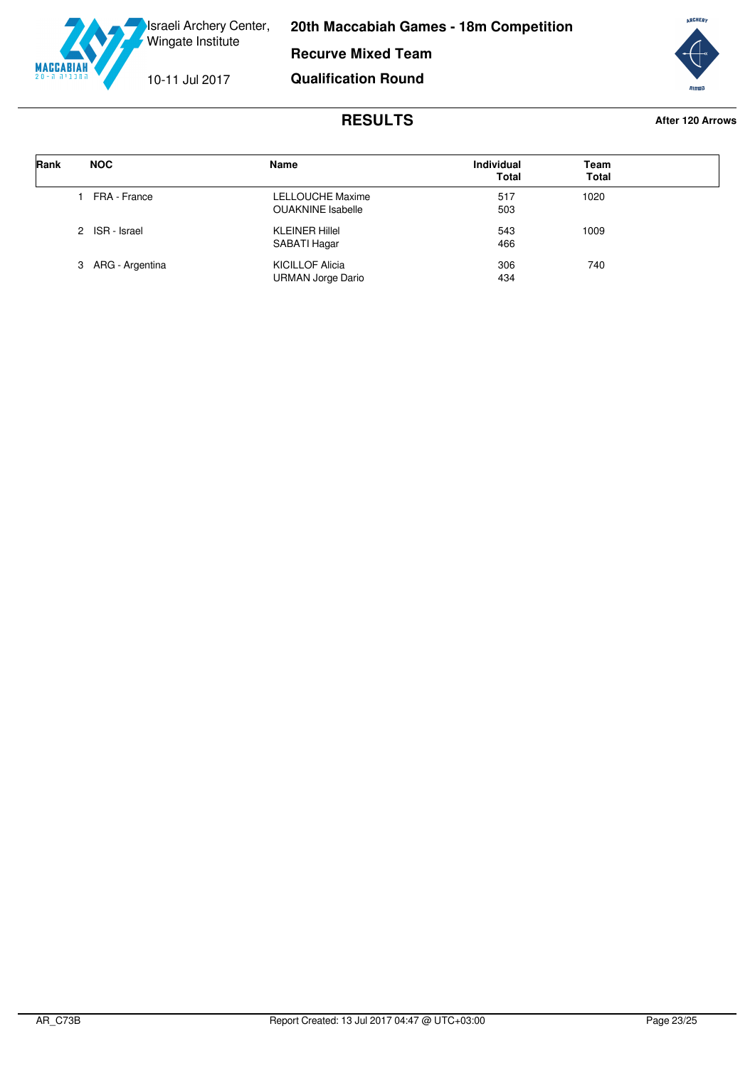Israeli Archery Center, Wingate Institute

10-11 Jul 2017

**20th Maccabiah Games - 18m Competition**

**Recurve Mixed Team**

**Qualification Round**

## RESULTS

**After 120 Arrows**

| Rank | NOC | Name | Individual Total | Team Total |
| --- | --- | --- | --- | --- |
| 1 | FRA - France | LELLOUCHE Maxime | 517 | 1020 |
| | | OUAKNINE Isabelle | 503 | |
| 2 | ISR - Israel | KLEINER Hillel | 543 | 1009 |
| | | SABATI Hagar | 466 | |
| 3 | ARG - Argentina | KICILLOF Alicia | 306 | 740 |
| | | URMAN Jorge Dario | 434 | |

AR_C73B

Report Created: 13 Jul 2017 04:47 @ UTC+03:00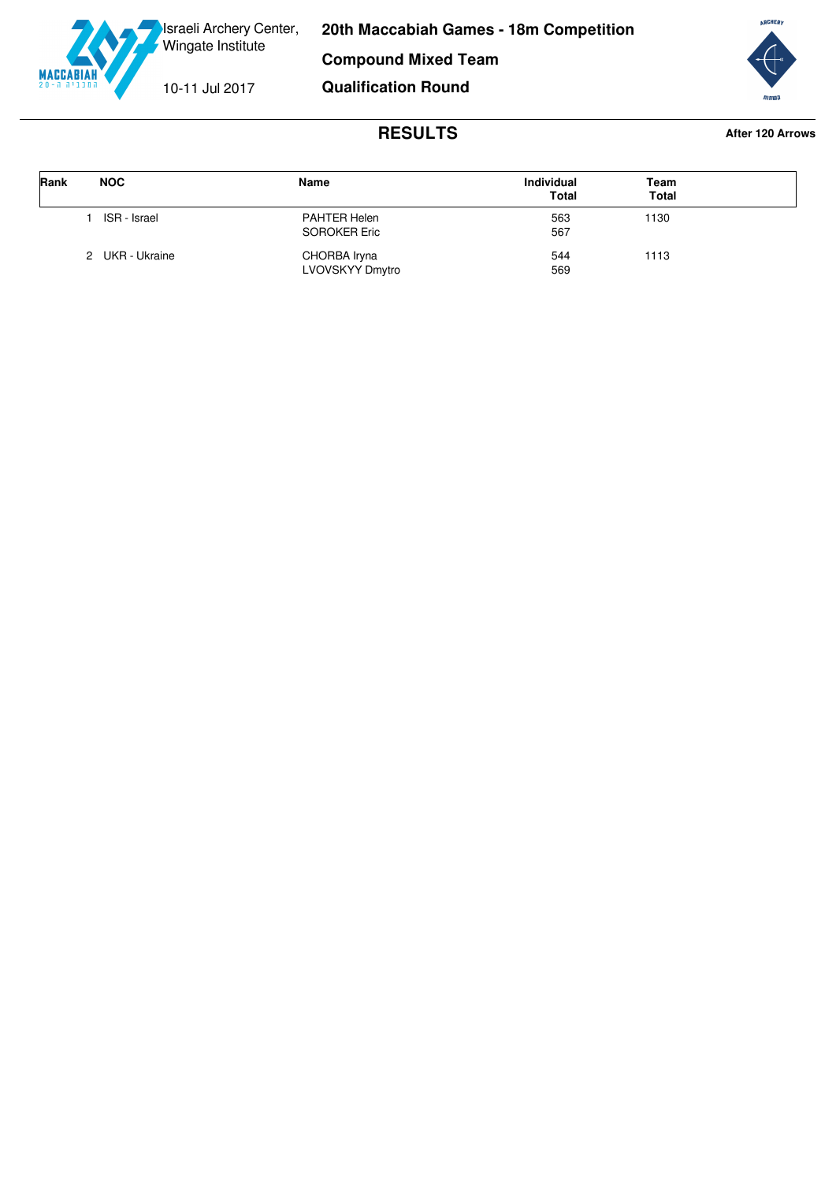Israeli Archery Center, Wingate Institute

10-11 Jul 2017

# 20th Maccabiah Games - 18m Competition

## Compound Mixed Team

## Qualification Round

### RESULTS

**After 120 Arrows**

| Rank | NOC | Name | Individual Total | Team Total |
|---|---|---|---|---|
| 1 | ISR - Israel | PAHTER Helen | 563 | 1130 |
| | | SOROKER Eric | 567 | |
| 2 | UKR - Ukraine | CHORBA Iryna | 544 | 1113 |
| | | LVOVSKYY Dmytro | 569 | |